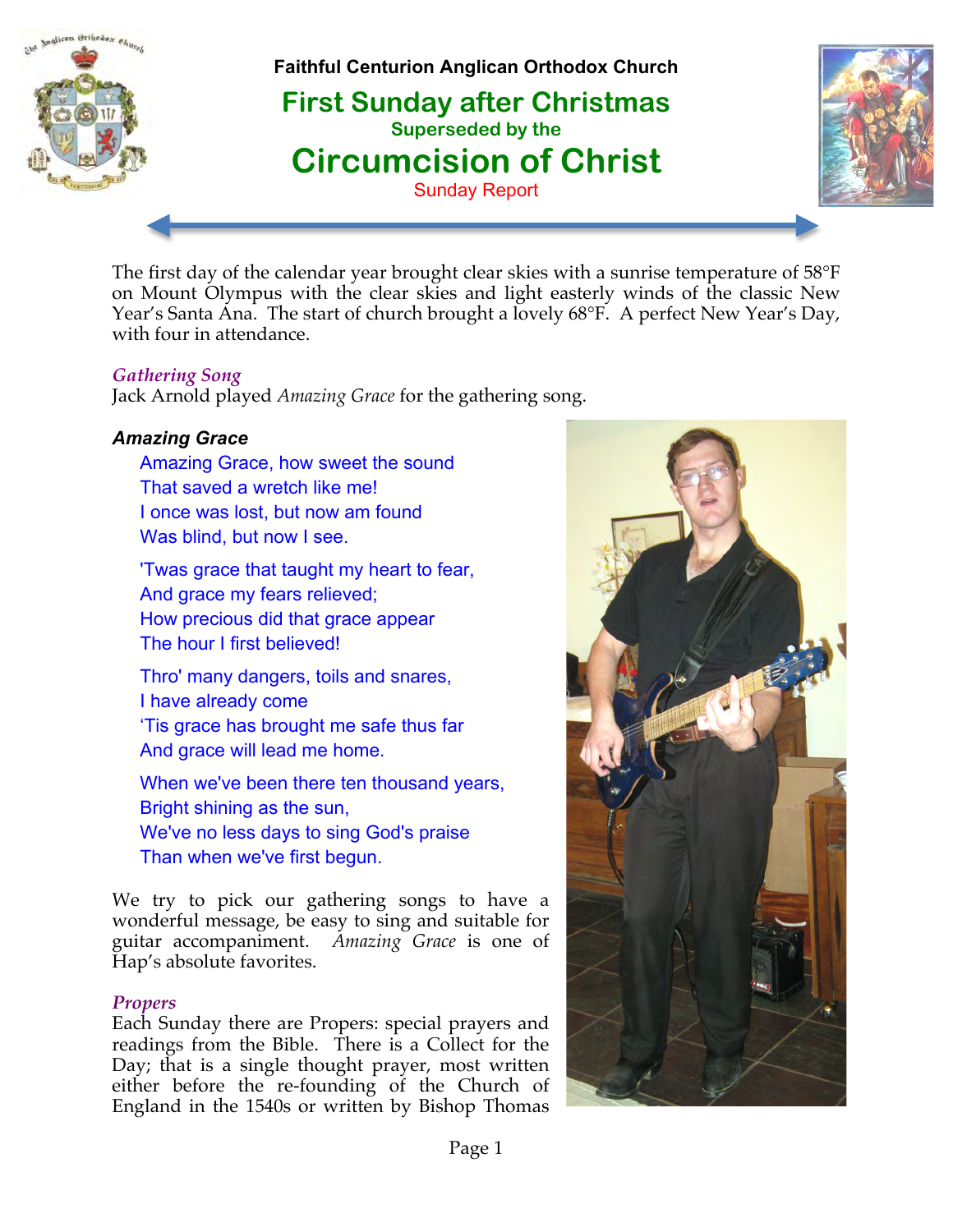**Faithful Centurion Anglican Orthodox Church**

# First Sunday after Christmas

Superseded by the

# Circumcision of Christ

Sunday Report

The first day of the calendar year brought clear skies with a sunrise temperature of 58°F on Mount Olympus with the clear skies and light easterly winds of the classic New Year's Santa Ana. The start of church brought a lovely 68°F. A perfect New Year's Day, with four in attendance.

### *Gathering Song*

Jack Arnold played *Amazing Grace* for the gathering song.

**_Amazing Grace_**

Amazing Grace, how sweet the sound
That saved a wretch like me!
I once was lost, but now am found
Was blind, but now I see.

'Twas grace that taught my heart to fear,
And grace my fears relieved;
How precious did that grace appear
The hour I first believed!

Thro' many dangers, toils and snares,
I have already come
'Tis grace has brought me safe thus far
And grace will lead me home.

When we've been there ten thousand years,
Bright shining as the sun,
We've no less days to sing God's praise
Than when we've first begun.

We try to pick our gathering songs to have a wonderful message, be easy to sing and suitable for guitar accompaniment. *Amazing Grace* is one of Hap's absolute favorites.

### *Propers*

Each Sunday there are Propers: special prayers and readings from the Bible. There is a Collect for the Day; that is a single thought prayer, most written either before the re-founding of the Church of England in the 1540s or written by Bishop Thomas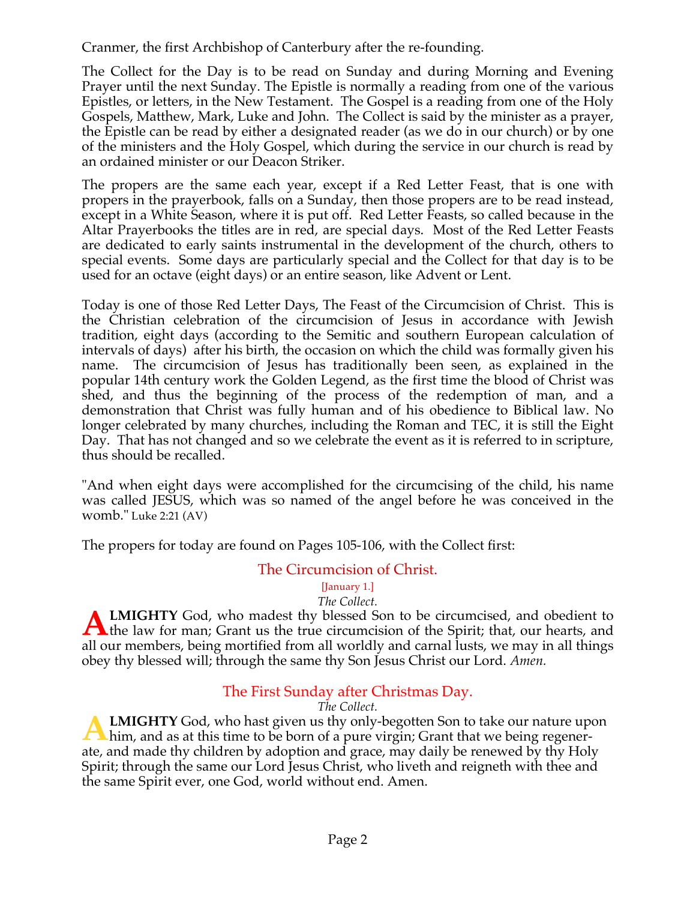Cranmer, the first Archbishop of Canterbury after the re-founding.

The Collect for the Day is to be read on Sunday and during Morning and Evening Prayer until the next Sunday. The Epistle is normally a reading from one of the various Epistles, or letters, in the New Testament. The Gospel is a reading from one of the Holy Gospels, Matthew, Mark, Luke and John. The Collect is said by the minister as a prayer, the Epistle can be read by either a designated reader (as we do in our church) or by one of the ministers and the Holy Gospel, which during the service in our church is read by an ordained minister or our Deacon Striker.

The propers are the same each year, except if a Red Letter Feast, that is one with propers in the prayerbook, falls on a Sunday, then those propers are to be read instead, except in a White Season, where it is put off. Red Letter Feasts, so called because in the Altar Prayerbooks the titles are in red, are special days. Most of the Red Letter Feasts are dedicated to early saints instrumental in the development of the church, others to special events. Some days are particularly special and the Collect for that day is to be used for an octave (eight days) or an entire season, like Advent or Lent.

Today is one of those Red Letter Days, The Feast of the Circumcision of Christ. This is the Christian celebration of the circumcision of Jesus in accordance with Jewish tradition, eight days (according to the Semitic and southern European calculation of intervals of days) after his birth, the occasion on which the child was formally given his name. The circumcision of Jesus has traditionally been seen, as explained in the popular 14th century work the Golden Legend, as the first time the blood of Christ was shed, and thus the beginning of the process of the redemption of man, and a demonstration that Christ was fully human and of his obedience to Biblical law. No longer celebrated by many churches, including the Roman and TEC, it is still the Eight Day. That has not changed and so we celebrate the event as it is referred to in scripture, thus should be recalled.

"And when eight days were accomplished for the circumcising of the child, his name was called JESUS, which was so named of the angel before he was conceived in the womb." Luke 2:21 (AV)

The propers for today are found on Pages 105-106, with the Collect first:

## The Circumcision of Christ.

[January 1.]

*The Collect.*

**ALMIGHTY** God, who madest thy blessed Son to be circumcised, and obedient to the law for man; Grant us the true circumcision of the Spirit; that, our hearts, and all our members, being mortified from all worldly and carnal lusts, we may in all things obey thy blessed will; through the same thy Son Jesus Christ our Lord. *Amen.*

## The First Sunday after Christmas Day.

*The Collect.*

**ALMIGHTY** God, who hast given us thy only-begotten Son to take our nature upon him, and as at this time to be born of a pure virgin; Grant that we being regenerate, and made thy children by adoption and grace, may daily be renewed by thy Holy Spirit; through the same our Lord Jesus Christ, who liveth and reigneth with thee and the same Spirit ever, one God, world without end. Amen.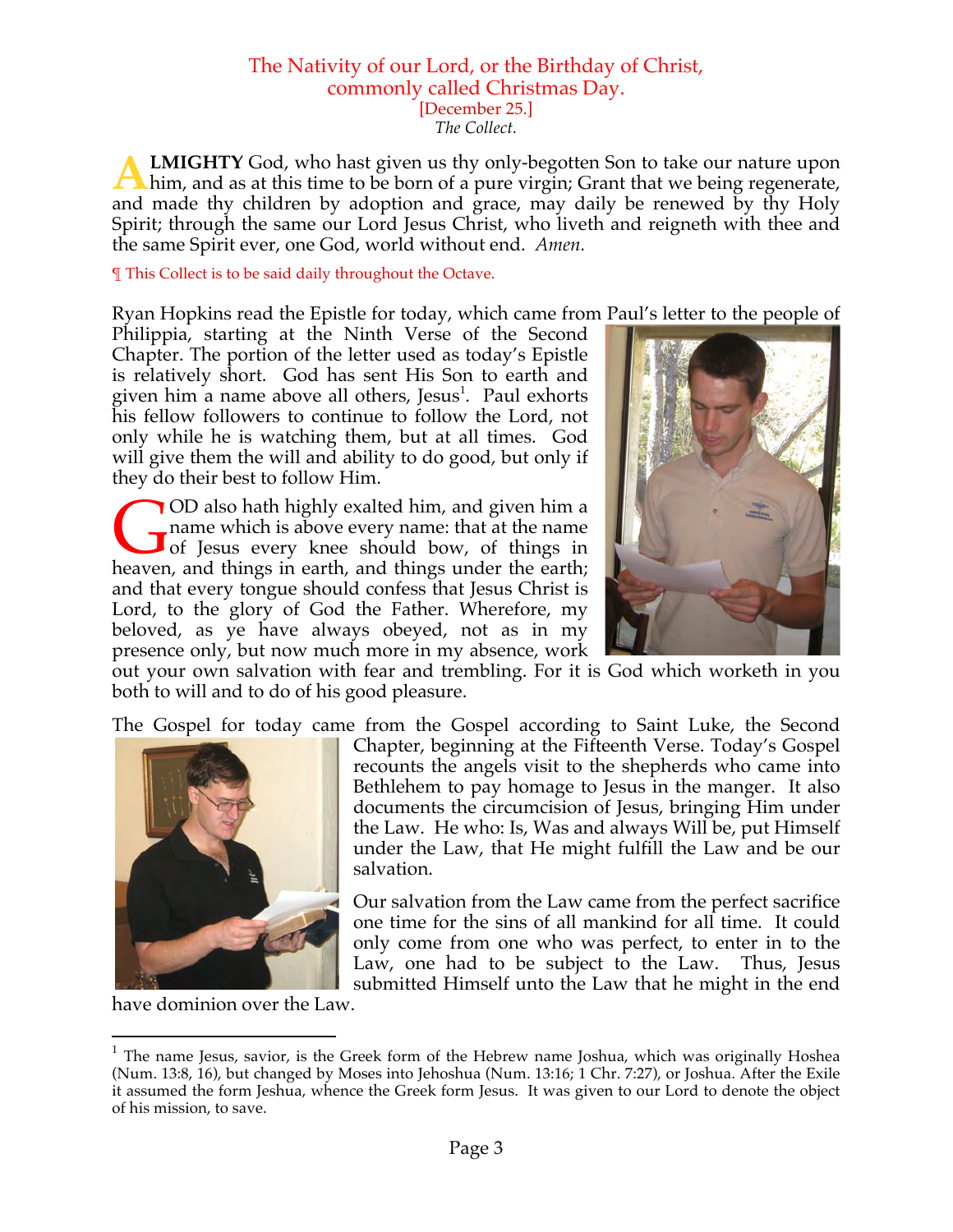# The Nativity of our Lord, or the Birthday of Christ, commonly called Christmas Day.

[December 25.]

*The Collect.*

**ALMIGHTY** God, who hast given us thy only-begotten Son to take our nature upon him, and as at this time to be born of a pure virgin; Grant that we being regenerate, and made thy children by adoption and grace, may daily be renewed by thy Holy Spirit; through the same our Lord Jesus Christ, who liveth and reigneth with thee and the same Spirit ever, one God, world without end. *Amen.*

¶ This Collect is to be said daily throughout the Octave.

Ryan Hopkins read the Epistle for today, which came from Paul's letter to the people of Philippia, starting at the Ninth Verse of the Second Chapter. The portion of the letter used as today's Epistle is relatively short. God has sent His Son to earth and given him a name above all others, Jesus[1]. Paul exhorts his fellow followers to continue to follow the Lord, not only while he is watching them, but at all times. God will give them the will and ability to do good, but only if they do their best to follow Him.

GOD also hath highly exalted him, and given him a name which is above every name: that at the name of Jesus every knee should bow, of things in heaven, and things in earth, and things under the earth; and that every tongue should confess that Jesus Christ is Lord, to the glory of God the Father. Wherefore, my beloved, as ye have always obeyed, not as in my presence only, but now much more in my absence, work out your own salvation with fear and trembling. For it is God which worketh in you both to will and to do of his good pleasure.

The Gospel for today came from the Gospel according to Saint Luke, the Second Chapter, beginning at the Fifteenth Verse. Today's Gospel recounts the angels visit to the shepherds who came into Bethlehem to pay homage to Jesus in the manger. It also documents the circumcision of Jesus, bringing Him under the Law. He who: Is, Was and always Will be, put Himself under the Law, that He might fulfill the Law and be our salvation.

Our salvation from the Law came from the perfect sacrifice one time for the sins of all mankind for all time. It could only come from one who was perfect, to enter in to the Law, one had to be subject to the Law. Thus, Jesus submitted Himself unto the Law that he might in the end have dominion over the Law.

---

[1] The name Jesus, savior, is the Greek form of the Hebrew name Joshua, which was originally Hoshea (Num. 13:8, 16), but changed by Moses into Jehoshua (Num. 13:16; 1 Chr. 7:27), or Joshua. After the Exile it assumed the form Jeshua, whence the Greek form Jesus. It was given to our Lord to denote the object of his mission, to save.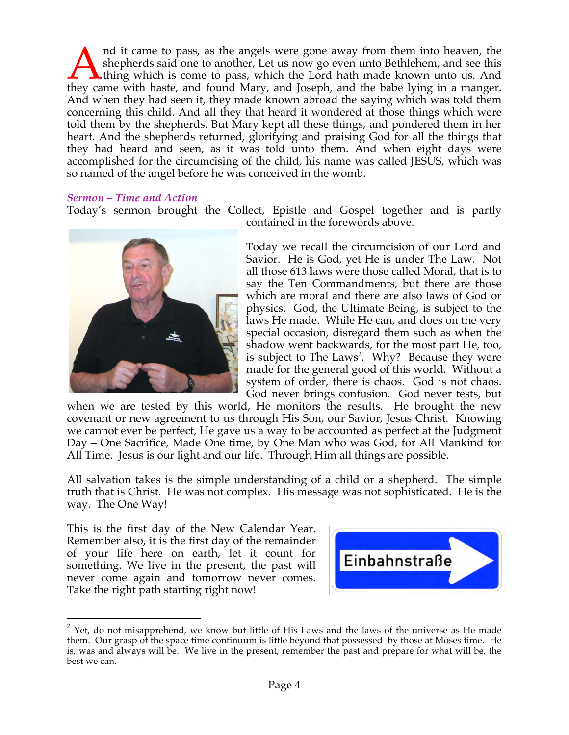And it came to pass, as the angels were gone away from them into heaven, the shepherds said one to another, Let us now go even unto Bethlehem, and see this thing which is come to pass, which the Lord hath made known unto us. And they came with haste, and found Mary, and Joseph, and the babe lying in a manger. And when they had seen it, they made known abroad the saying which was told them concerning this child. And all they that heard it wondered at those things which were told them by the shepherds. But Mary kept all these things, and pondered them in her heart. And the shepherds returned, glorifying and praising God for all the things that they had heard and seen, as it was told unto them. And when eight days were accomplished for the circumcising of the child, his name was called JESUS, which was so named of the angel before he was conceived in the womb.

### *Sermon – Time and Action*

Today's sermon brought the Collect, Epistle and Gospel together and is partly contained in the forewords above.

Today we recall the circumcision of our Lord and Savior. He is God, yet He is under The Law. Not all those 613 laws were those called Moral, that is to say the Ten Commandments, but there are those which are moral and there are also laws of God or physics. God, the Ultimate Being, is subject to the laws He made. While He can, and does on the very special occasion, disregard them such as when the shadow went backwards, for the most part He, too, is subject to The Laws[2]. Why? Because they were made for the general good of this world. Without a system of order, there is chaos. God is not chaos. God never brings confusion. God never tests, but when we are tested by this world, He monitors the results. He brought the new covenant or new agreement to us through His Son, our Savior, Jesus Christ. Knowing we cannot ever be perfect, He gave us a way to be accounted as perfect at the Judgment Day – One Sacrifice, Made One time, by One Man who was God, for All Mankind for All Time. Jesus is our light and our life. Through Him all things are possible.

All salvation takes is the simple understanding of a child or a shepherd. The simple truth that is Christ. He was not complex. His message was not sophisticated. He is the way. The One Way!

This is the first day of the New Calendar Year. Remember also, it is the first day of the remainder of your life here on earth, let it count for something. We live in the present, the past will never come again and tomorrow never comes. Take the right path starting right now!

Einbahnstraße

---

[2] Yet, do not misapprehend, we know but little of His Laws and the laws of the universe as He made them. Our grasp of the space time continuum is little beyond that possessed by those at Moses time. He is, was and always will be. We live in the present, remember the past and prepare for what will be, the best we can.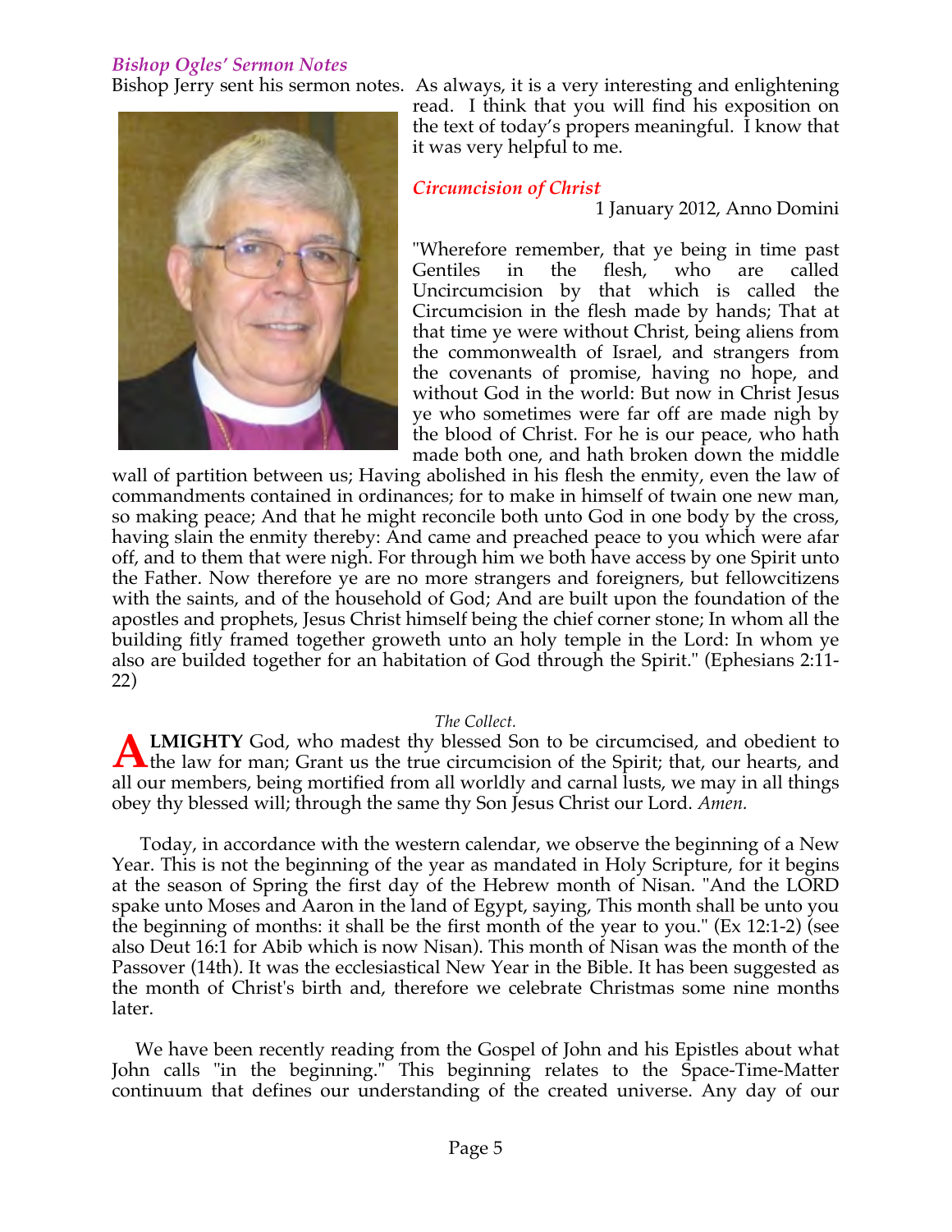### *Bishop Ogles' Sermon Notes*

Bishop Jerry sent his sermon notes. As always, it is a very interesting and enlightening read. I think that you will find his exposition on the text of today's propers meaningful. I know that it was very helpful to me.

### *Circumcision of Christ*

1 January 2012, Anno Domini

"Wherefore remember, that ye being in time past Gentiles in the flesh, who are called Uncircumcision by that which is called the Circumcision in the flesh made by hands; That at that time ye were without Christ, being aliens from the commonwealth of Israel, and strangers from the covenants of promise, having no hope, and without God in the world: But now in Christ Jesus ye who sometimes were far off are made nigh by the blood of Christ. For he is our peace, who hath made both one, and hath broken down the middle wall of partition between us; Having abolished in his flesh the enmity, even the law of commandments contained in ordinances; for to make in himself of twain one new man, so making peace; And that he might reconcile both unto God in one body by the cross, having slain the enmity thereby: And came and preached peace to you which were afar off, and to them that were nigh. For through him we both have access by one Spirit unto the Father. Now therefore ye are no more strangers and foreigners, but fellowcitizens with the saints, and of the household of God; And are built upon the foundation of the apostles and prophets, Jesus Christ himself being the chief corner stone; In whom all the building fitly framed together groweth unto an holy temple in the Lord: In whom ye also are builded together for an habitation of God through the Spirit." (Ephesians 2:11-22)

*The Collect.*

**ALMIGHTY** God, who madest thy blessed Son to be circumcised, and obedient to the law for man; Grant us the true circumcision of the Spirit; that, our hearts, and all our members, being mortified from all worldly and carnal lusts, we may in all things obey thy blessed will; through the same thy Son Jesus Christ our Lord. *Amen.*

Today, in accordance with the western calendar, we observe the beginning of a New Year. This is not the beginning of the year as mandated in Holy Scripture, for it begins at the season of Spring the first day of the Hebrew month of Nisan. "And the LORD spake unto Moses and Aaron in the land of Egypt, saying, This month shall be unto you the beginning of months: it shall be the first month of the year to you." (Ex 12:1-2) (see also Deut 16:1 for Abib which is now Nisan). This month of Nisan was the month of the Passover (14th). It was the ecclesiastical New Year in the Bible. It has been suggested as the month of Christ's birth and, therefore we celebrate Christmas some nine months later.

We have been recently reading from the Gospel of John and his Epistles about what John calls "in the beginning." This beginning relates to the Space-Time-Matter continuum that defines our understanding of the created universe. Any day of our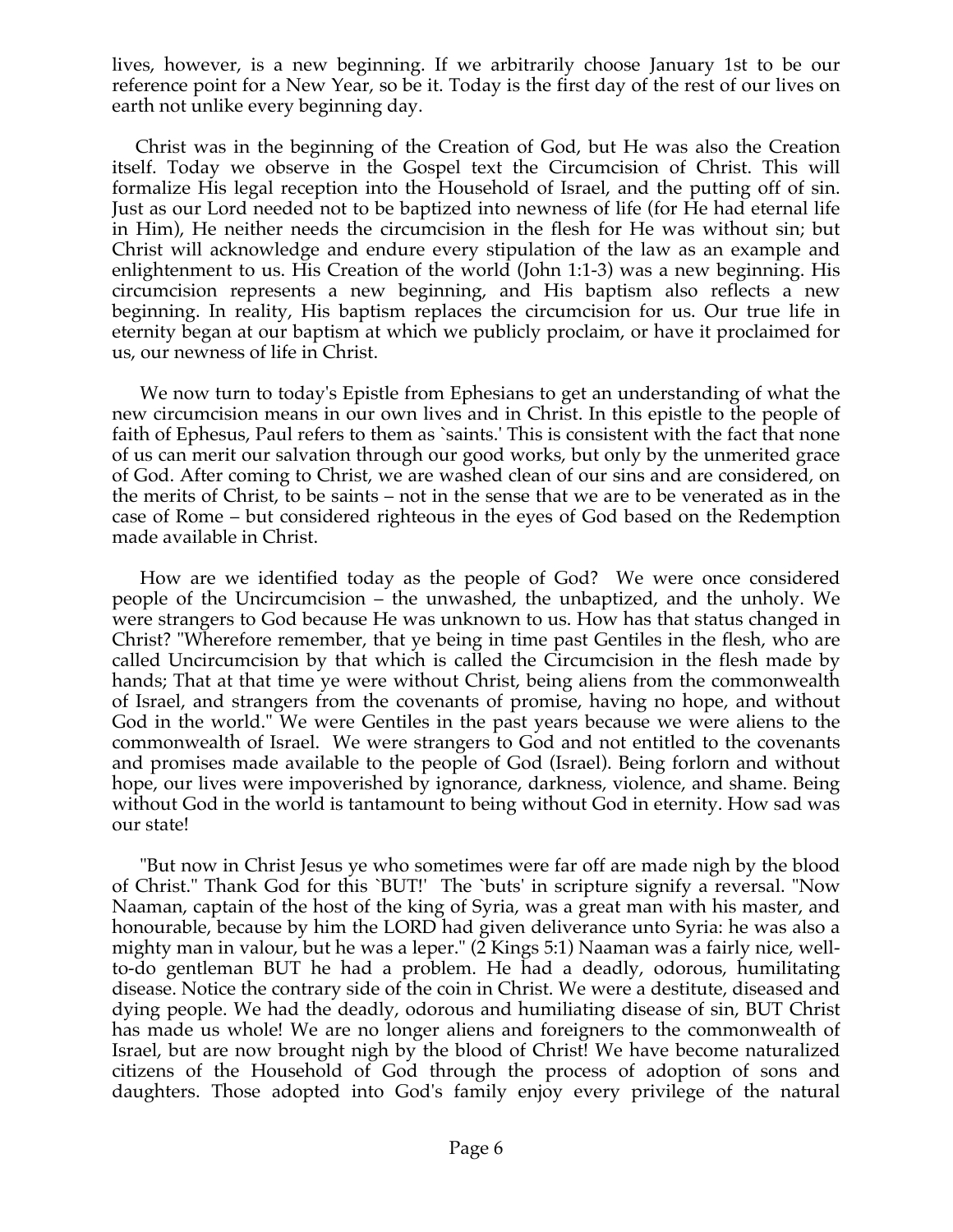lives, however, is a new beginning. If we arbitrarily choose January 1st to be our reference point for a New Year, so be it. Today is the first day of the rest of our lives on earth not unlike every beginning day.

Christ was in the beginning of the Creation of God, but He was also the Creation itself. Today we observe in the Gospel text the Circumcision of Christ. This will formalize His legal reception into the Household of Israel, and the putting off of sin. Just as our Lord needed not to be baptized into newness of life (for He had eternal life in Him), He neither needs the circumcision in the flesh for He was without sin; but Christ will acknowledge and endure every stipulation of the law as an example and enlightenment to us. His Creation of the world (John 1:1-3) was a new beginning. His circumcision represents a new beginning, and His baptism also reflects a new beginning. In reality, His baptism replaces the circumcision for us. Our true life in eternity began at our baptism at which we publicly proclaim, or have it proclaimed for us, our newness of life in Christ.

We now turn to today's Epistle from Ephesians to get an understanding of what the new circumcision means in our own lives and in Christ. In this epistle to the people of faith of Ephesus, Paul refers to them as `saints.' This is consistent with the fact that none of us can merit our salvation through our good works, but only by the unmerited grace of God. After coming to Christ, we are washed clean of our sins and are considered, on the merits of Christ, to be saints – not in the sense that we are to be venerated as in the case of Rome – but considered righteous in the eyes of God based on the Redemption made available in Christ.

How are we identified today as the people of God? We were once considered people of the Uncircumcision – the unwashed, the unbaptized, and the unholy. We were strangers to God because He was unknown to us. How has that status changed in Christ? "Wherefore remember, that ye being in time past Gentiles in the flesh, who are called Uncircumcision by that which is called the Circumcision in the flesh made by hands; That at that time ye were without Christ, being aliens from the commonwealth of Israel, and strangers from the covenants of promise, having no hope, and without God in the world." We were Gentiles in the past years because we were aliens to the commonwealth of Israel. We were strangers to God and not entitled to the covenants and promises made available to the people of God (Israel). Being forlorn and without hope, our lives were impoverished by ignorance, darkness, violence, and shame. Being without God in the world is tantamount to being without God in eternity. How sad was our state!

"But now in Christ Jesus ye who sometimes were far off are made nigh by the blood of Christ." Thank God for this `BUT!' The `buts' in scripture signify a reversal. "Now Naaman, captain of the host of the king of Syria, was a great man with his master, and honourable, because by him the LORD had given deliverance unto Syria: he was also a mighty man in valour, but he was a leper." (2 Kings 5:1) Naaman was a fairly nice, well-to-do gentleman BUT he had a problem. He had a deadly, odorous, humilitating disease. Notice the contrary side of the coin in Christ. We were a destitute, diseased and dying people. We had the deadly, odorous and humiliating disease of sin, BUT Christ has made us whole! We are no longer aliens and foreigners to the commonwealth of Israel, but are now brought nigh by the blood of Christ! We have become naturalized citizens of the Household of God through the process of adoption of sons and daughters. Those adopted into God's family enjoy every privilege of the natural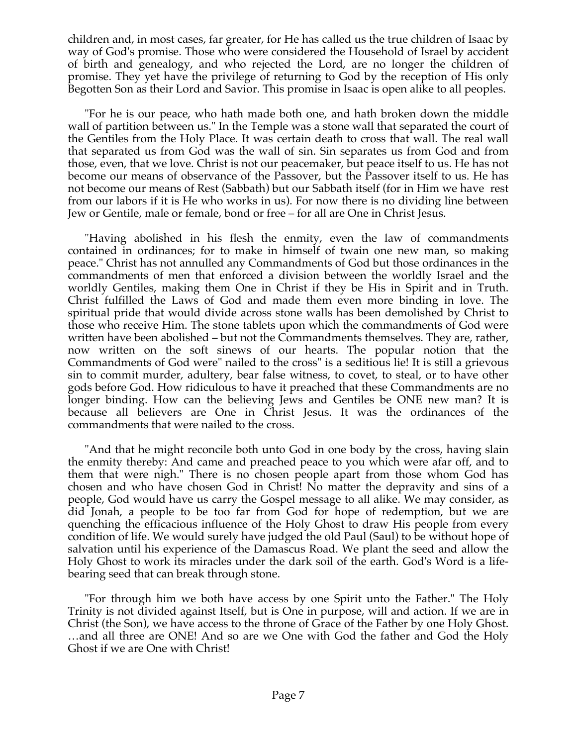children and, in most cases, far greater, for He has called us the true children of Isaac by way of God's promise. Those who were considered the Household of Israel by accident of birth and genealogy, and who rejected the Lord, are no longer the children of promise. They yet have the privilege of returning to God by the reception of His only Begotten Son as their Lord and Savior. This promise in Isaac is open alike to all peoples.

"For he is our peace, who hath made both one, and hath broken down the middle wall of partition between us." In the Temple was a stone wall that separated the court of the Gentiles from the Holy Place. It was certain death to cross that wall. The real wall that separated us from God was the wall of sin. Sin separates us from God and from those, even, that we love. Christ is not our peacemaker, but peace itself to us. He has not become our means of observance of the Passover, but the Passover itself to us. He has not become our means of Rest (Sabbath) but our Sabbath itself (for in Him we have rest from our labors if it is He who works in us). For now there is no dividing line between Jew or Gentile, male or female, bond or free – for all are One in Christ Jesus.

"Having abolished in his flesh the enmity, even the law of commandments contained in ordinances; for to make in himself of twain one new man, so making peace." Christ has not annulled any Commandments of God but those ordinances in the commandments of men that enforced a division between the worldly Israel and the worldly Gentiles, making them One in Christ if they be His in Spirit and in Truth. Christ fulfilled the Laws of God and made them even more binding in love. The spiritual pride that would divide across stone walls has been demolished by Christ to those who receive Him. The stone tablets upon which the commandments of God were written have been abolished – but not the Commandments themselves. They are, rather, now written on the soft sinews of our hearts. The popular notion that the Commandments of God were" nailed to the cross" is a seditious lie! It is still a grievous sin to commit murder, adultery, bear false witness, to covet, to steal, or to have other gods before God. How ridiculous to have it preached that these Commandments are no longer binding. How can the believing Jews and Gentiles be ONE new man? It is because all believers are One in Christ Jesus. It was the ordinances of the commandments that were nailed to the cross.

"And that he might reconcile both unto God in one body by the cross, having slain the enmity thereby: And came and preached peace to you which were afar off, and to them that were nigh." There is no chosen people apart from those whom God has chosen and who have chosen God in Christ! No matter the depravity and sins of a people, God would have us carry the Gospel message to all alike. We may consider, as did Jonah, a people to be too far from God for hope of redemption, but we are quenching the efficacious influence of the Holy Ghost to draw His people from every condition of life. We would surely have judged the old Paul (Saul) to be without hope of salvation until his experience of the Damascus Road. We plant the seed and allow the Holy Ghost to work its miracles under the dark soil of the earth. God's Word is a life-bearing seed that can break through stone.

"For through him we both have access by one Spirit unto the Father." The Holy Trinity is not divided against Itself, but is One in purpose, will and action. If we are in Christ (the Son), we have access to the throne of Grace of the Father by one Holy Ghost. …and all three are ONE! And so are we One with God the father and God the Holy Ghost if we are One with Christ!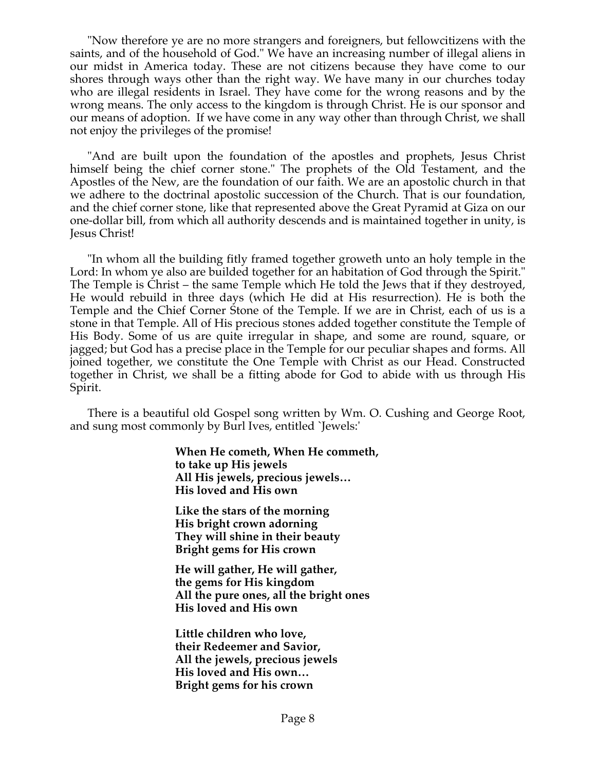"Now therefore ye are no more strangers and foreigners, but fellowcitizens with the saints, and of the household of God." We have an increasing number of illegal aliens in our midst in America today. These are not citizens because they have come to our shores through ways other than the right way. We have many in our churches today who are illegal residents in Israel. They have come for the wrong reasons and by the wrong means. The only access to the kingdom is through Christ. He is our sponsor and our means of adoption. If we have come in any way other than through Christ, we shall not enjoy the privileges of the promise!

"And are built upon the foundation of the apostles and prophets, Jesus Christ himself being the chief corner stone." The prophets of the Old Testament, and the Apostles of the New, are the foundation of our faith. We are an apostolic church in that we adhere to the doctrinal apostolic succession of the Church. That is our foundation, and the chief corner stone, like that represented above the Great Pyramid at Giza on our one-dollar bill, from which all authority descends and is maintained together in unity, is Jesus Christ!

"In whom all the building fitly framed together groweth unto an holy temple in the Lord: In whom ye also are builded together for an habitation of God through the Spirit." The Temple is Christ – the same Temple which He told the Jews that if they destroyed, He would rebuild in three days (which He did at His resurrection). He is both the Temple and the Chief Corner Stone of the Temple. If we are in Christ, each of us is a stone in that Temple. All of His precious stones added together constitute the Temple of His Body. Some of us are quite irregular in shape, and some are round, square, or jagged; but God has a precise place in the Temple for our peculiar shapes and forms. All joined together, we constitute the One Temple with Christ as our Head. Constructed together in Christ, we shall be a fitting abode for God to abide with us through His Spirit.

There is a beautiful old Gospel song written by Wm. O. Cushing and George Root, and sung most commonly by Burl Ives, entitled `Jewels:'

> **When He cometh, When He commeth,**
> **to take up His jewels**
> **All His jewels, precious jewels…**
> **His loved and His own**
>
> **Like the stars of the morning**
> **His bright crown adorning**
> **They will shine in their beauty**
> **Bright gems for His crown**
>
> **He will gather, He will gather,**
> **the gems for His kingdom**
> **All the pure ones, all the bright ones**
> **His loved and His own**
>
> **Little children who love,**
> **their Redeemer and Savior,**
> **All the jewels, precious jewels**
> **His loved and His own…**
> **Bright gems for his crown**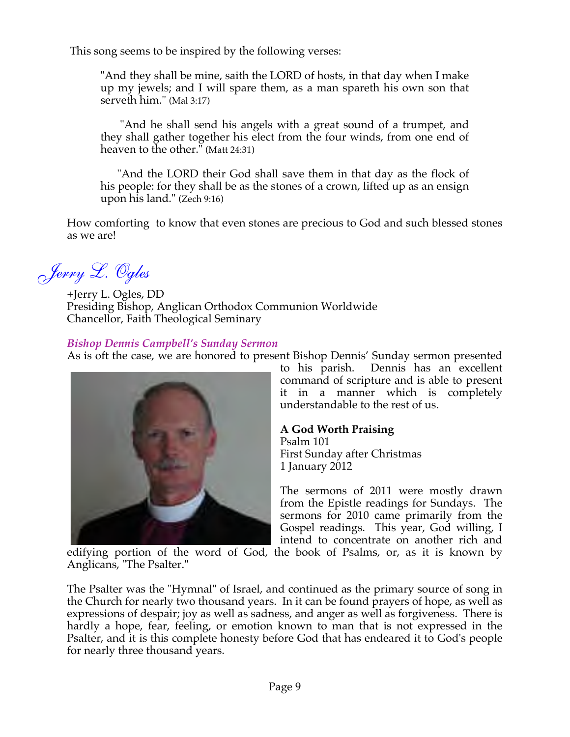This song seems to be inspired by the following verses:

> "And they shall be mine, saith the LORD of hosts, in that day when I make up my jewels; and I will spare them, as a man spareth his own son that serveth him." (Mal 3:17)
>
> "And he shall send his angels with a great sound of a trumpet, and they shall gather together his elect from the four winds, from one end of heaven to the other." (Matt 24:31)
>
> "And the LORD their God shall save them in that day as the flock of his people: for they shall be as the stones of a crown, lifted up as an ensign upon his land." (Zech 9:16)

How comforting to know that even stones are precious to God and such blessed stones as we are!

*Jerry L. Ogles*

+Jerry L. Ogles, DD
Presiding Bishop, Anglican Orthodox Communion Worldwide
Chancellor, Faith Theological Seminary

### *Bishop Dennis Campbell's Sunday Sermon*

As is oft the case, we are honored to present Bishop Dennis' Sunday sermon presented to his parish. Dennis has an excellent command of scripture and is able to present it in a manner which is completely understandable to the rest of us.

**A God Worth Praising**
Psalm 101
First Sunday after Christmas
1 January 2012

The sermons of 2011 were mostly drawn from the Epistle readings for Sundays. The sermons for 2010 came primarily from the Gospel readings. This year, God willing, I intend to concentrate on another rich and edifying portion of the word of God, the book of Psalms, or, as it is known by Anglicans, "The Psalter."

The Psalter was the "Hymnal" of Israel, and continued as the primary source of song in the Church for nearly two thousand years. In it can be found prayers of hope, as well as expressions of despair; joy as well as sadness, and anger as well as forgiveness. There is hardly a hope, fear, feeling, or emotion known to man that is not expressed in the Psalter, and it is this complete honesty before God that has endeared it to God's people for nearly three thousand years.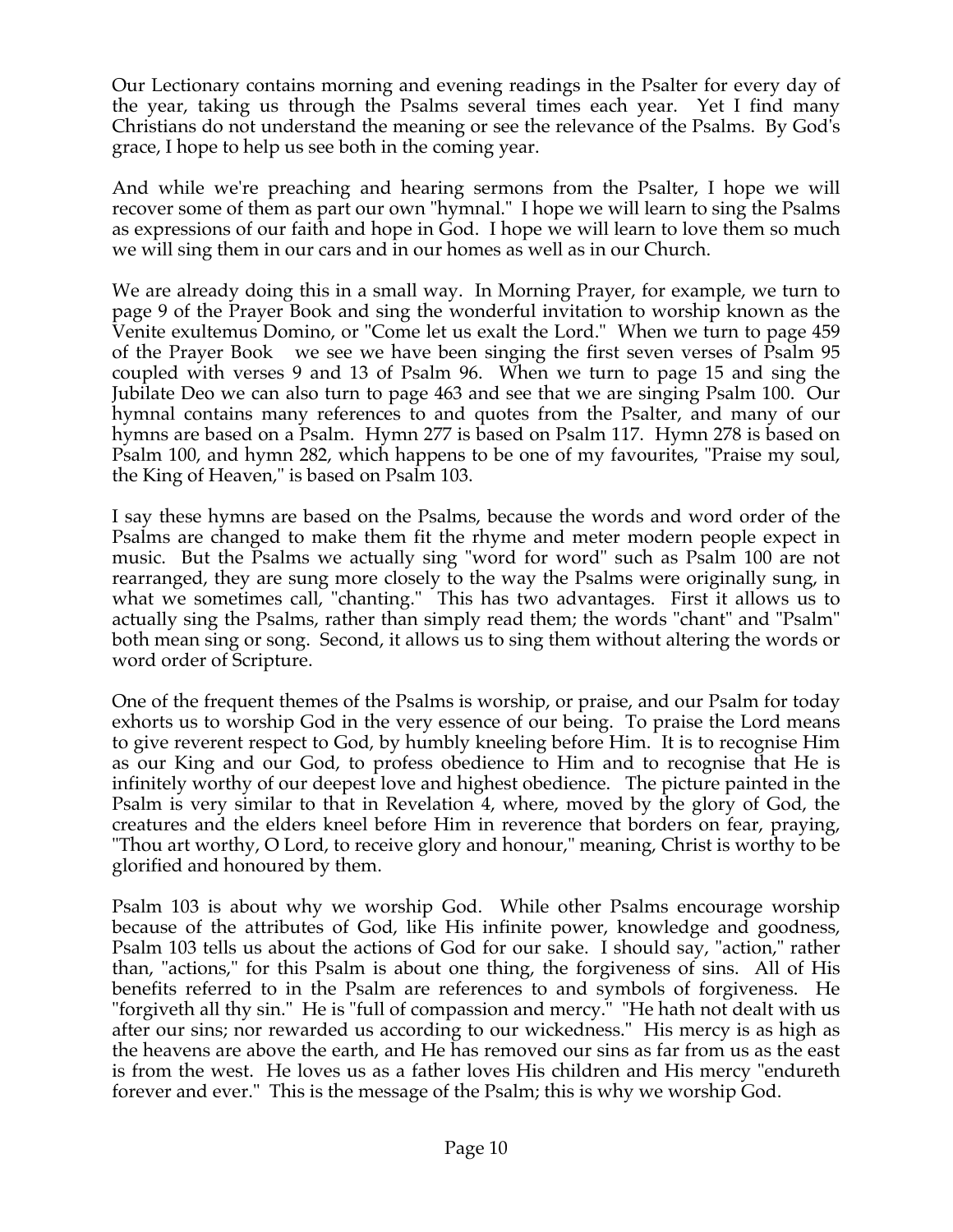Our Lectionary contains morning and evening readings in the Psalter for every day of the year, taking us through the Psalms several times each year. Yet I find many Christians do not understand the meaning or see the relevance of the Psalms. By God's grace, I hope to help us see both in the coming year.

And while we're preaching and hearing sermons from the Psalter, I hope we will recover some of them as part our own "hymnal." I hope we will learn to sing the Psalms as expressions of our faith and hope in God. I hope we will learn to love them so much we will sing them in our cars and in our homes as well as in our Church.

We are already doing this in a small way. In Morning Prayer, for example, we turn to page 9 of the Prayer Book and sing the wonderful invitation to worship known as the Venite exultemus Domino, or "Come let us exalt the Lord." When we turn to page 459 of the Prayer Book we see we have been singing the first seven verses of Psalm 95 coupled with verses 9 and 13 of Psalm 96. When we turn to page 15 and sing the Jubilate Deo we can also turn to page 463 and see that we are singing Psalm 100. Our hymnal contains many references to and quotes from the Psalter, and many of our hymns are based on a Psalm. Hymn 277 is based on Psalm 117. Hymn 278 is based on Psalm 100, and hymn 282, which happens to be one of my favourites, "Praise my soul, the King of Heaven," is based on Psalm 103.

I say these hymns are based on the Psalms, because the words and word order of the Psalms are changed to make them fit the rhyme and meter modern people expect in music. But the Psalms we actually sing "word for word" such as Psalm 100 are not rearranged, they are sung more closely to the way the Psalms were originally sung, in what we sometimes call, "chanting." This has two advantages. First it allows us to actually sing the Psalms, rather than simply read them; the words "chant" and "Psalm" both mean sing or song. Second, it allows us to sing them without altering the words or word order of Scripture.

One of the frequent themes of the Psalms is worship, or praise, and our Psalm for today exhorts us to worship God in the very essence of our being. To praise the Lord means to give reverent respect to God, by humbly kneeling before Him. It is to recognise Him as our King and our God, to profess obedience to Him and to recognise that He is infinitely worthy of our deepest love and highest obedience. The picture painted in the Psalm is very similar to that in Revelation 4, where, moved by the glory of God, the creatures and the elders kneel before Him in reverence that borders on fear, praying, "Thou art worthy, O Lord, to receive glory and honour," meaning, Christ is worthy to be glorified and honoured by them.

Psalm 103 is about why we worship God. While other Psalms encourage worship because of the attributes of God, like His infinite power, knowledge and goodness, Psalm 103 tells us about the actions of God for our sake. I should say, "action," rather than, "actions," for this Psalm is about one thing, the forgiveness of sins. All of His benefits referred to in the Psalm are references to and symbols of forgiveness. He "forgiveth all thy sin." He is "full of compassion and mercy." "He hath not dealt with us after our sins; nor rewarded us according to our wickedness." His mercy is as high as the heavens are above the earth, and He has removed our sins as far from us as the east is from the west. He loves us as a father loves His children and His mercy "endureth forever and ever." This is the message of the Psalm; this is why we worship God.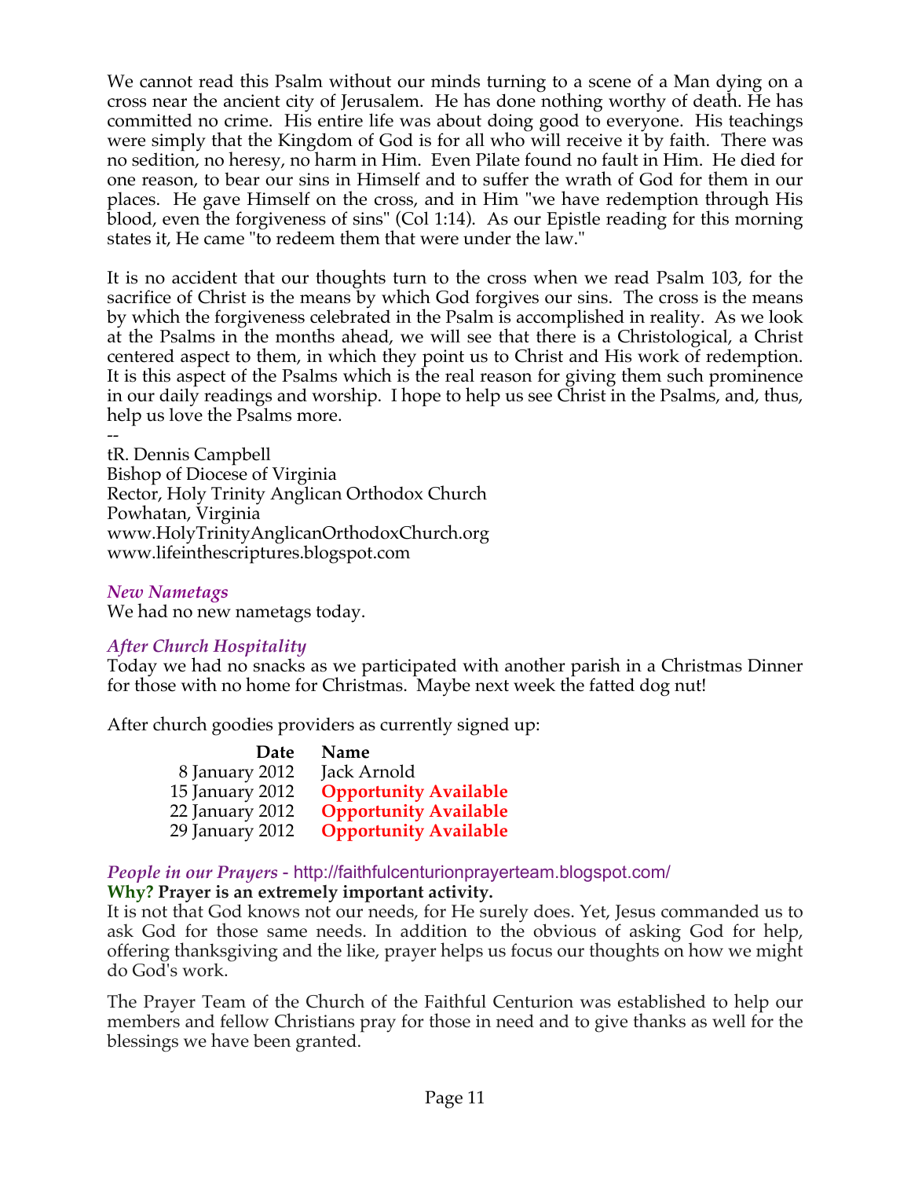We cannot read this Psalm without our minds turning to a scene of a Man dying on a cross near the ancient city of Jerusalem. He has done nothing worthy of death. He has committed no crime. His entire life was about doing good to everyone. His teachings were simply that the Kingdom of God is for all who will receive it by faith. There was no sedition, no heresy, no harm in Him. Even Pilate found no fault in Him. He died for one reason, to bear our sins in Himself and to suffer the wrath of God for them in our places. He gave Himself on the cross, and in Him "we have redemption through His blood, even the forgiveness of sins" (Col 1:14). As our Epistle reading for this morning states it, He came "to redeem them that were under the law."

It is no accident that our thoughts turn to the cross when we read Psalm 103, for the sacrifice of Christ is the means by which God forgives our sins. The cross is the means by which the forgiveness celebrated in the Psalm is accomplished in reality. As we look at the Psalms in the months ahead, we will see that there is a Christological, a Christ centered aspect to them, in which they point us to Christ and His work of redemption. It is this aspect of the Psalms which is the real reason for giving them such prominence in our daily readings and worship. I hope to help us see Christ in the Psalms, and, thus, help us love the Psalms more.

--
tR. Dennis Campbell
Bishop of Diocese of Virginia
Rector, Holy Trinity Anglican Orthodox Church
Powhatan, Virginia
www.HolyTrinityAnglicanOrthodoxChurch.org
www.lifeinthescriptures.blogspot.com

### *New Nametags*

We had no new nametags today.

### *After Church Hospitality*

Today we had no snacks as we participated with another parish in a Christmas Dinner for those with no home for Christmas. Maybe next week the fatted dog nut!

After church goodies providers as currently signed up:

| Date | Name |
|---:|---|
| 8 January 2012 | Jack Arnold |
| 15 January 2012 | **Opportunity Available** |
| 22 January 2012 | **Opportunity Available** |
| 29 January 2012 | **Opportunity Available** |

### *People in our Prayers* - http://faithfulcenturionprayerteam.blogspot.com/

**Why? Prayer is an extremely important activity.**

It is not that God knows not our needs, for He surely does. Yet, Jesus commanded us to ask God for those same needs. In addition to the obvious of asking God for help, offering thanksgiving and the like, prayer helps us focus our thoughts on how we might do God's work.

The Prayer Team of the Church of the Faithful Centurion was established to help our members and fellow Christians pray for those in need and to give thanks as well for the blessings we have been granted.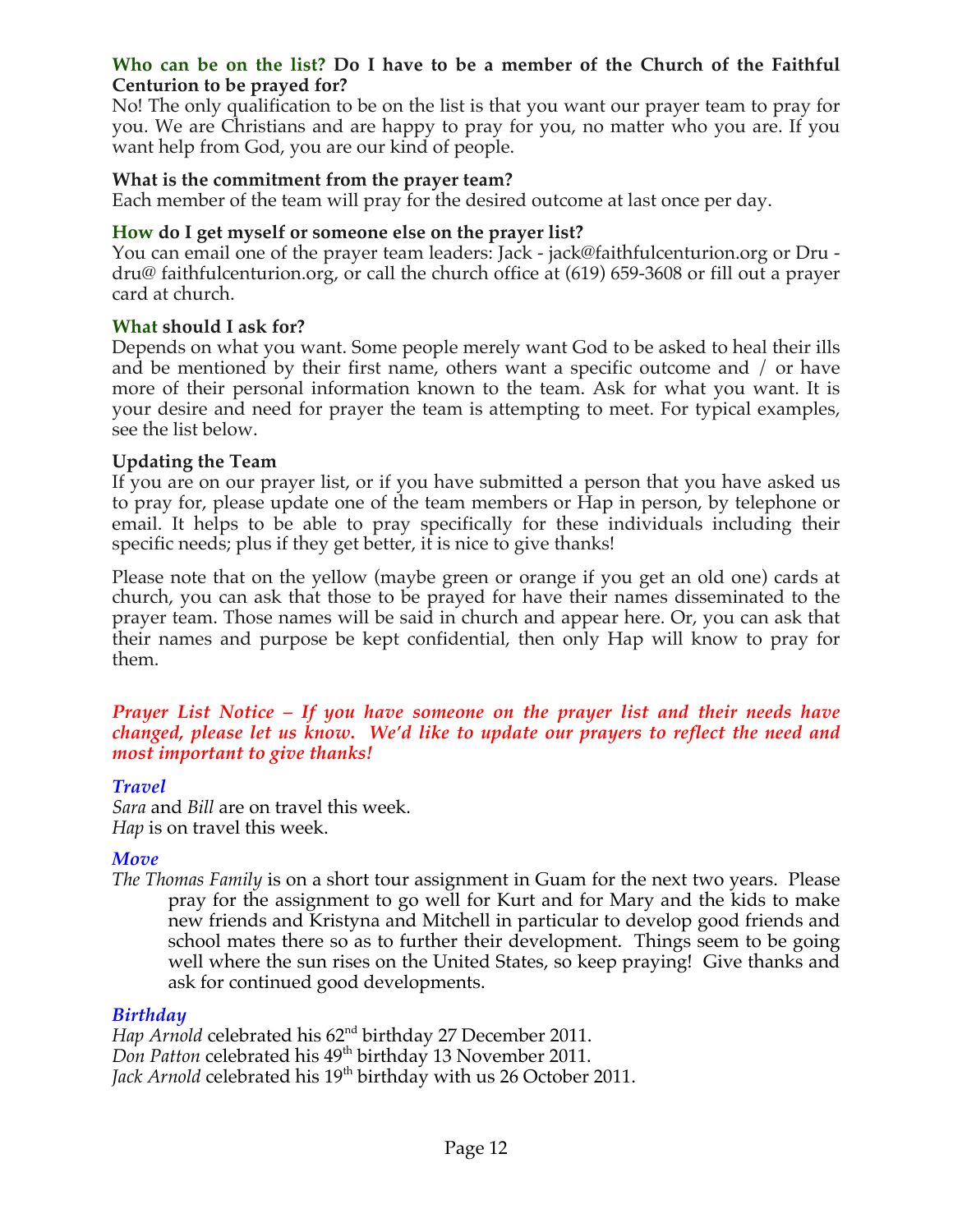**Who can be on the list? Do I have to be a member of the Church of the Faithful Centurion to be prayed for?**
No! The only qualification to be on the list is that you want our prayer team to pray for you. We are Christians and are happy to pray for you, no matter who you are. If you want help from God, you are our kind of people.

**What is the commitment from the prayer team?**
Each member of the team will pray for the desired outcome at last once per day.

**How do I get myself or someone else on the prayer list?**
You can email one of the prayer team leaders: Jack - jack@faithfulcenturion.org or Dru - dru@ faithfulcenturion.org, or call the church office at (619) 659-3608 or fill out a prayer card at church.

**What should I ask for?**
Depends on what you want. Some people merely want God to be asked to heal their ills and be mentioned by their first name, others want a specific outcome and / or have more of their personal information known to the team. Ask for what you want. It is your desire and need for prayer the team is attempting to meet. For typical examples, see the list below.

**Updating the Team**
If you are on our prayer list, or if you have submitted a person that you have asked us to pray for, please update one of the team members or Hap in person, by telephone or email. It helps to be able to pray specifically for these individuals including their specific needs; plus if they get better, it is nice to give thanks!

Please note that on the yellow (maybe green or orange if you get an old one) cards at church, you can ask that those to be prayed for have their names disseminated to the prayer team. Those names will be said in church and appear here. Or, you can ask that their names and purpose be kept confidential, then only Hap will know to pray for them.

***Prayer List Notice – If you have someone on the prayer list and their needs have changed, please let us know. We'd like to update our prayers to reflect the need and most important to give thanks!***

***Travel***
*Sara* and *Bill* are on travel this week.
*Hap* is on travel this week.

***Move***
*The Thomas Family* is on a short tour assignment in Guam for the next two years. Please pray for the assignment to go well for Kurt and for Mary and the kids to make new friends and Kristyna and Mitchell in particular to develop good friends and school mates there so as to further their development. Things seem to be going well where the sun rises on the United States, so keep praying! Give thanks and ask for continued good developments.

***Birthday***
*Hap Arnold* celebrated his 62nd birthday 27 December 2011.
*Don Patton* celebrated his 49th birthday 13 November 2011.
*Jack Arnold* celebrated his 19th birthday with us 26 October 2011.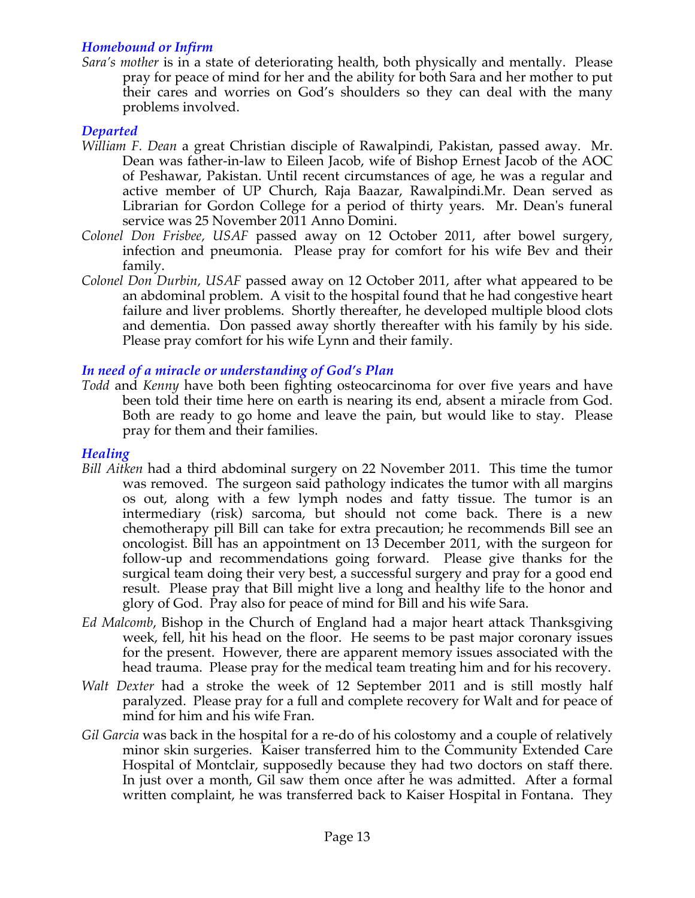### *Homebound or Infirm*

*Sara's mother* is in a state of deteriorating health, both physically and mentally. Please pray for peace of mind for her and the ability for both Sara and her mother to put their cares and worries on God's shoulders so they can deal with the many problems involved.

### *Departed*

*William F. Dean* a great Christian disciple of Rawalpindi, Pakistan, passed away. Mr. Dean was father-in-law to Eileen Jacob, wife of Bishop Ernest Jacob of the AOC of Peshawar, Pakistan. Until recent circumstances of age, he was a regular and active member of UP Church, Raja Baazar, Rawalpindi.Mr. Dean served as Librarian for Gordon College for a period of thirty years. Mr. Dean's funeral service was 25 November 2011 Anno Domini.

*Colonel Don Frisbee, USAF* passed away on 12 October 2011, after bowel surgery, infection and pneumonia. Please pray for comfort for his wife Bev and their family.

*Colonel Don Durbin, USAF* passed away on 12 October 2011, after what appeared to be an abdominal problem. A visit to the hospital found that he had congestive heart failure and liver problems. Shortly thereafter, he developed multiple blood clots and dementia. Don passed away shortly thereafter with his family by his side. Please pray comfort for his wife Lynn and their family.

### *In need of a miracle or understanding of God's Plan*

*Todd* and *Kenny* have both been fighting osteocarcinoma for over five years and have been told their time here on earth is nearing its end, absent a miracle from God. Both are ready to go home and leave the pain, but would like to stay. Please pray for them and their families.

### *Healing*

*Bill Aitken* had a third abdominal surgery on 22 November 2011. This time the tumor was removed. The surgeon said pathology indicates the tumor with all margins os out, along with a few lymph nodes and fatty tissue. The tumor is an intermediary (risk) sarcoma, but should not come back. There is a new chemotherapy pill Bill can take for extra precaution; he recommends Bill see an oncologist. Bill has an appointment on 13 December 2011, with the surgeon for follow-up and recommendations going forward. Please give thanks for the surgical team doing their very best, a successful surgery and pray for a good end result. Please pray that Bill might live a long and healthy life to the honor and glory of God. Pray also for peace of mind for Bill and his wife Sara.

*Ed Malcomb*, Bishop in the Church of England had a major heart attack Thanksgiving week, fell, hit his head on the floor. He seems to be past major coronary issues for the present. However, there are apparent memory issues associated with the head trauma. Please pray for the medical team treating him and for his recovery.

*Walt Dexter* had a stroke the week of 12 September 2011 and is still mostly half paralyzed. Please pray for a full and complete recovery for Walt and for peace of mind for him and his wife Fran.

*Gil Garcia* was back in the hospital for a re-do of his colostomy and a couple of relatively minor skin surgeries. Kaiser transferred him to the Community Extended Care Hospital of Montclair, supposedly because they had two doctors on staff there. In just over a month, Gil saw them once after he was admitted. After a formal written complaint, he was transferred back to Kaiser Hospital in Fontana. They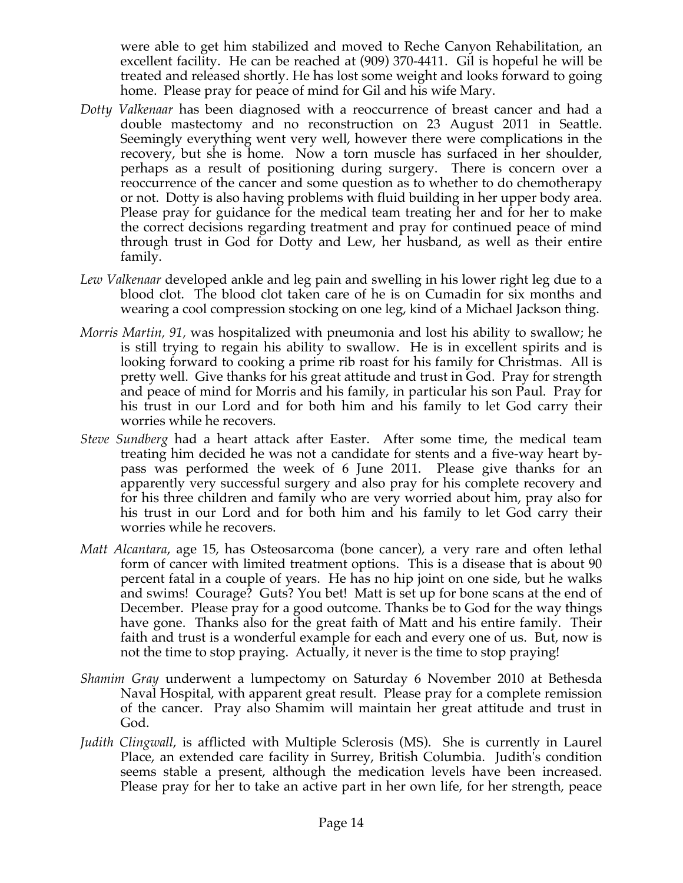were able to get him stabilized and moved to Reche Canyon Rehabilitation, an excellent facility. He can be reached at (909) 370-4411. Gil is hopeful he will be treated and released shortly. He has lost some weight and looks forward to going home. Please pray for peace of mind for Gil and his wife Mary.

*Dotty Valkenaar* has been diagnosed with a reoccurrence of breast cancer and had a double mastectomy and no reconstruction on 23 August 2011 in Seattle. Seemingly everything went very well, however there were complications in the recovery, but she is home. Now a torn muscle has surfaced in her shoulder, perhaps as a result of positioning during surgery. There is concern over a reoccurrence of the cancer and some question as to whether to do chemotherapy or not. Dotty is also having problems with fluid building in her upper body area. Please pray for guidance for the medical team treating her and for her to make the correct decisions regarding treatment and pray for continued peace of mind through trust in God for Dotty and Lew, her husband, as well as their entire family.

*Lew Valkenaar* developed ankle and leg pain and swelling in his lower right leg due to a blood clot. The blood clot taken care of he is on Cumadin for six months and wearing a cool compression stocking on one leg, kind of a Michael Jackson thing.

*Morris Martin, 91,* was hospitalized with pneumonia and lost his ability to swallow; he is still trying to regain his ability to swallow. He is in excellent spirits and is looking forward to cooking a prime rib roast for his family for Christmas. All is pretty well. Give thanks for his great attitude and trust in God. Pray for strength and peace of mind for Morris and his family, in particular his son Paul. Pray for his trust in our Lord and for both him and his family to let God carry their worries while he recovers.

*Steve Sundberg* had a heart attack after Easter. After some time, the medical team treating him decided he was not a candidate for stents and a five-way heart by-pass was performed the week of 6 June 2011. Please give thanks for an apparently very successful surgery and also pray for his complete recovery and for his three children and family who are very worried about him, pray also for his trust in our Lord and for both him and his family to let God carry their worries while he recovers.

*Matt Alcantara*, age 15, has Osteosarcoma (bone cancer), a very rare and often lethal form of cancer with limited treatment options. This is a disease that is about 90 percent fatal in a couple of years. He has no hip joint on one side, but he walks and swims! Courage? Guts? You bet! Matt is set up for bone scans at the end of December. Please pray for a good outcome. Thanks be to God for the way things have gone. Thanks also for the great faith of Matt and his entire family. Their faith and trust is a wonderful example for each and every one of us. But, now is not the time to stop praying. Actually, it never is the time to stop praying!

*Shamim Gray* underwent a lumpectomy on Saturday 6 November 2010 at Bethesda Naval Hospital, with apparent great result. Please pray for a complete remission of the cancer. Pray also Shamim will maintain her great attitude and trust in God.

*Judith Clingwall*, is afflicted with Multiple Sclerosis (MS). She is currently in Laurel Place, an extended care facility in Surrey, British Columbia. Judith's condition seems stable a present, although the medication levels have been increased. Please pray for her to take an active part in her own life, for her strength, peace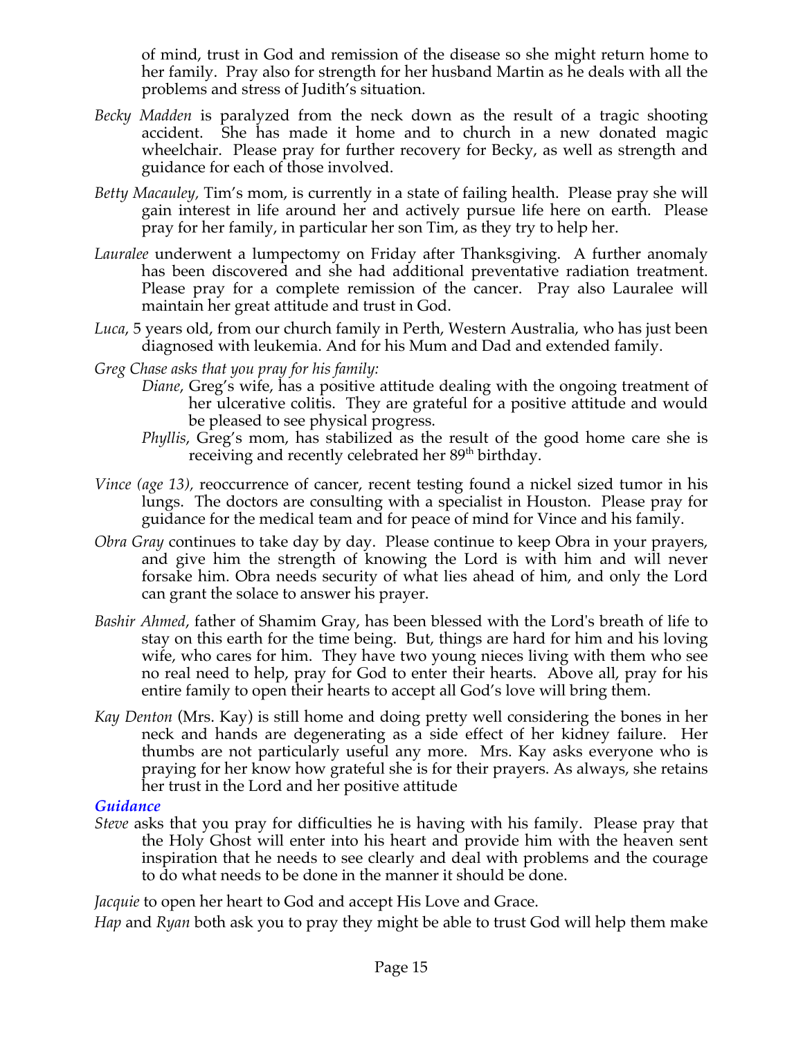of mind, trust in God and remission of the disease so she might return home to her family. Pray also for strength for her husband Martin as he deals with all the problems and stress of Judith's situation.

*Becky Madden* is paralyzed from the neck down as the result of a tragic shooting accident. She has made it home and to church in a new donated magic wheelchair. Please pray for further recovery for Becky, as well as strength and guidance for each of those involved.

*Betty Macauley,* Tim's mom, is currently in a state of failing health. Please pray she will gain interest in life around her and actively pursue life here on earth. Please pray for her family, in particular her son Tim, as they try to help her.

*Lauralee* underwent a lumpectomy on Friday after Thanksgiving. A further anomaly has been discovered and she had additional preventative radiation treatment. Please pray for a complete remission of the cancer. Pray also Lauralee will maintain her great attitude and trust in God.

*Luca*, 5 years old, from our church family in Perth, Western Australia, who has just been diagnosed with leukemia. And for his Mum and Dad and extended family.

*Greg Chase asks that you pray for his family:*

*Diane*, Greg's wife, has a positive attitude dealing with the ongoing treatment of her ulcerative colitis. They are grateful for a positive attitude and would be pleased to see physical progress.

*Phyllis*, Greg's mom, has stabilized as the result of the good home care she is receiving and recently celebrated her 89th birthday.

*Vince (age 13),* reoccurrence of cancer, recent testing found a nickel sized tumor in his lungs. The doctors are consulting with a specialist in Houston. Please pray for guidance for the medical team and for peace of mind for Vince and his family.

*Obra Gray* continues to take day by day. Please continue to keep Obra in your prayers, and give him the strength of knowing the Lord is with him and will never forsake him. Obra needs security of what lies ahead of him, and only the Lord can grant the solace to answer his prayer.

*Bashir Ahmed*, father of Shamim Gray, has been blessed with the Lord's breath of life to stay on this earth for the time being. But, things are hard for him and his loving wife, who cares for him. They have two young nieces living with them who see no real need to help, pray for God to enter their hearts. Above all, pray for his entire family to open their hearts to accept all God's love will bring them.

*Kay Denton* (Mrs. Kay) is still home and doing pretty well considering the bones in her neck and hands are degenerating as a side effect of her kidney failure. Her thumbs are not particularly useful any more. Mrs. Kay asks everyone who is praying for her know how grateful she is for their prayers. As always, she retains her trust in the Lord and her positive attitude

### *Guidance*

*Steve* asks that you pray for difficulties he is having with his family. Please pray that the Holy Ghost will enter into his heart and provide him with the heaven sent inspiration that he needs to see clearly and deal with problems and the courage to do what needs to be done in the manner it should be done.

*Jacquie* to open her heart to God and accept His Love and Grace.

*Hap* and *Ryan* both ask you to pray they might be able to trust God will help them make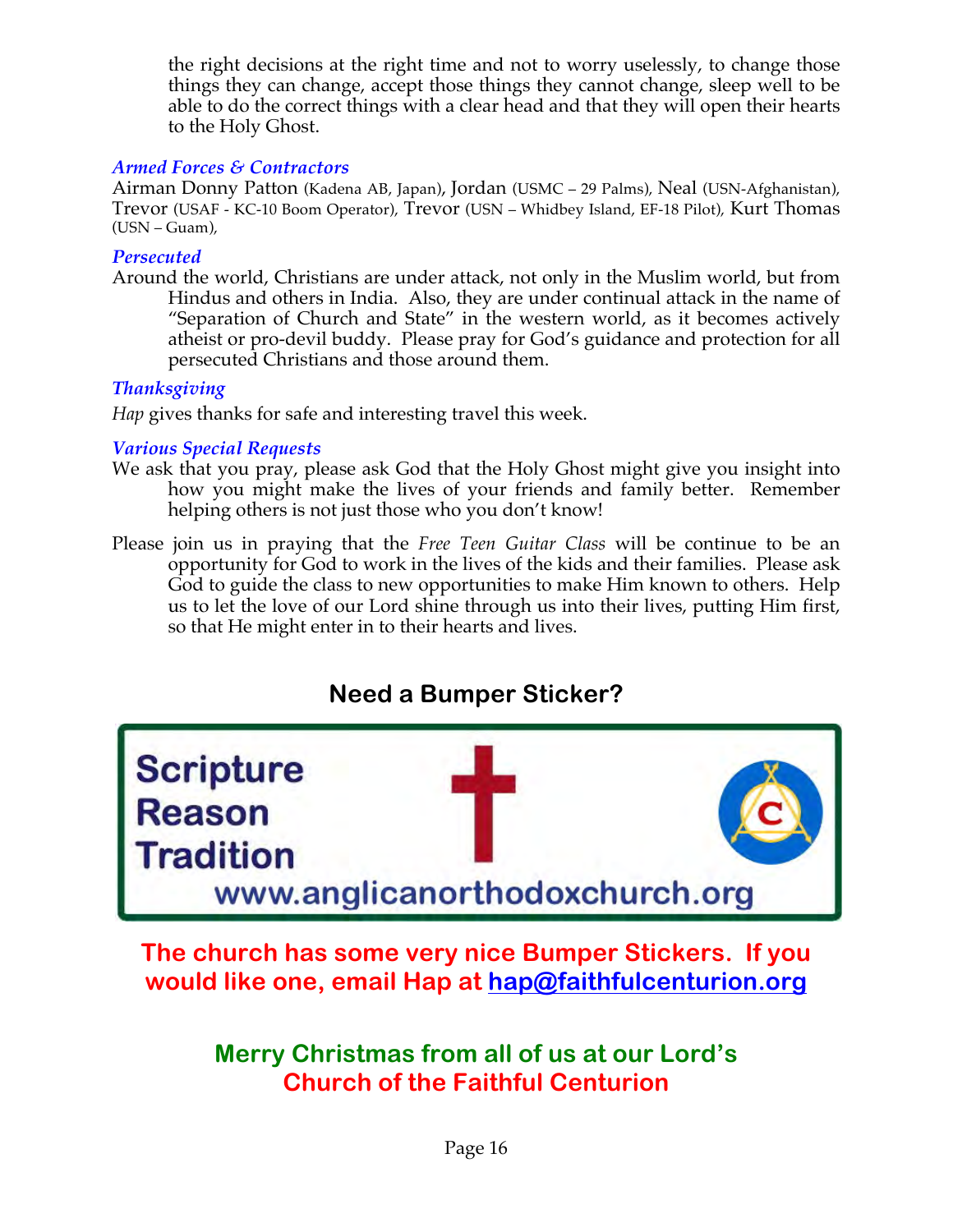the right decisions at the right time and not to worry uselessly, to change those things they can change, accept those things they cannot change, sleep well to be able to do the correct things with a clear head and that they will open their hearts to the Holy Ghost.

### *Armed Forces & Contractors*

Airman Donny Patton (Kadena AB, Japan), Jordan (USMC – 29 Palms), Neal (USN-Afghanistan), Trevor (USAF - KC-10 Boom Operator), Trevor (USN – Whidbey Island, EF-18 Pilot), Kurt Thomas (USN – Guam),

### *Persecuted*

Around the world, Christians are under attack, not only in the Muslim world, but from Hindus and others in India. Also, they are under continual attack in the name of "Separation of Church and State" in the western world, as it becomes actively atheist or pro-devil buddy. Please pray for God's guidance and protection for all persecuted Christians and those around them.

### *Thanksgiving*

*Hap* gives thanks for safe and interesting travel this week.

### *Various Special Requests*

We ask that you pray, please ask God that the Holy Ghost might give you insight into how you might make the lives of your friends and family better. Remember helping others is not just those who you don't know!

Please join us in praying that the *Free Teen Guitar Class* will be continue to be an opportunity for God to work in the lives of the kids and their families. Please ask God to guide the class to new opportunities to make Him known to others. Help us to let the love of our Lord shine through us into their lives, putting Him first, so that He might enter in to their hearts and lives.

## Need a Bumper Sticker?

Scripture
Reason
Tradition
www.anglicanorthodoxchurch.org

**The church has some very nice Bumper Stickers. If you would like one, email Hap at hap@faithfulcenturion.org**

**Merry Christmas from all of us at our Lord's Church of the Faithful Centurion**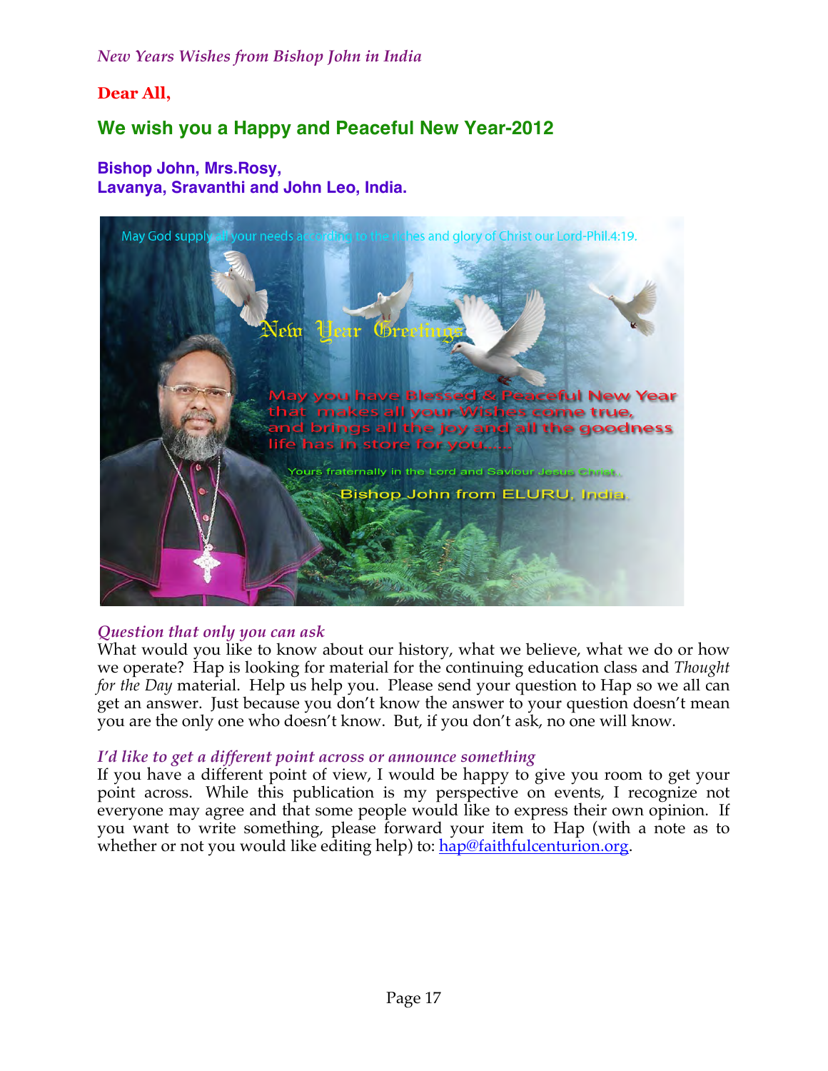*New Years Wishes from Bishop John in India*

**Dear All,**

## We wish you a Happy and Peaceful New Year-2012

**Bishop John, Mrs.Rosy,**
**Lavanya, Sravanthi and John Leo, India.**

May God supply all your needs according to the riches and glory of Christ our Lord-Phil.4:19.

New Year Greetings

May you have Blessed & Peaceful New Year that makes all your Wishes come true, and brings all the joy and all the goodness life has in store for you.....

Yours fraternally in the Lord and Saviour Jesus Christ,

Bishop John from ELURU, India.

### *Question that only you can ask*

What would you like to know about our history, what we believe, what we do or how we operate? Hap is looking for material for the continuing education class and *Thought for the Day* material. Help us help you. Please send your question to Hap so we all can get an answer. Just because you don't know the answer to your question doesn't mean you are the only one who doesn't know. But, if you don't ask, no one will know.

### *I'd like to get a different point across or announce something*

If you have a different point of view, I would be happy to give you room to get your point across. While this publication is my perspective on events, I recognize not everyone may agree and that some people would like to express their own opinion. If you want to write something, please forward your item to Hap (with a note as to whether or not you would like editing help) to: hap@faithfulcenturion.org.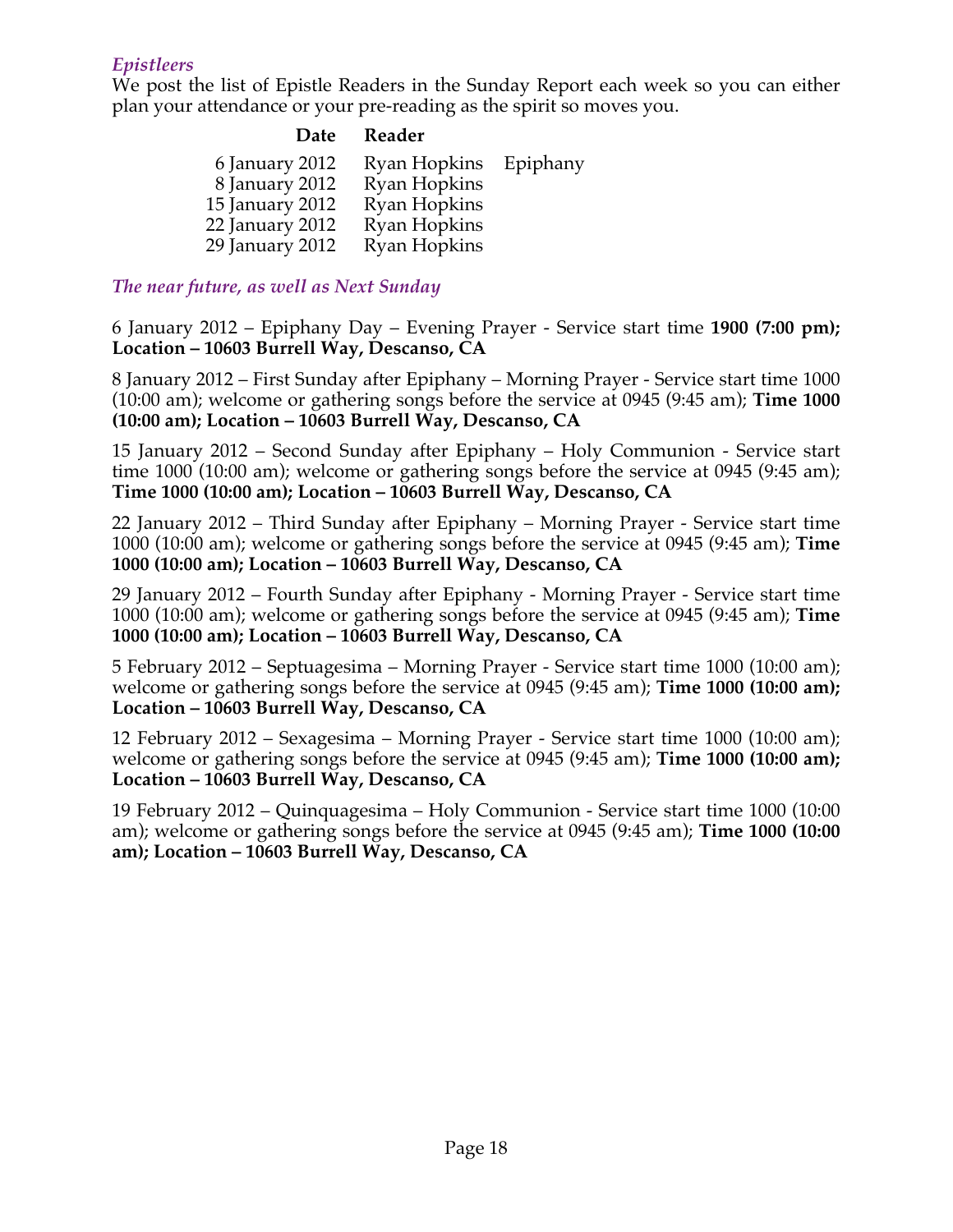*Epistleers*

We post the list of Epistle Readers in the Sunday Report each week so you can either plan your attendance or your pre-reading as the spirit so moves you.

| Date | Reader | |
|---|---|---|
| 6 January 2012 | Ryan Hopkins | Epiphany |
| 8 January 2012 | Ryan Hopkins | |
| 15 January 2012 | Ryan Hopkins | |
| 22 January 2012 | Ryan Hopkins | |
| 29 January 2012 | Ryan Hopkins | |

*The near future, as well as Next Sunday*

6 January 2012 – Epiphany Day – Evening Prayer - Service start time **1900 (7:00 pm); Location – 10603 Burrell Way, Descanso, CA**

8 January 2012 – First Sunday after Epiphany – Morning Prayer - Service start time 1000 (10:00 am); welcome or gathering songs before the service at 0945 (9:45 am); **Time 1000 (10:00 am); Location – 10603 Burrell Way, Descanso, CA**

15 January 2012 – Second Sunday after Epiphany – Holy Communion - Service start time 1000 (10:00 am); welcome or gathering songs before the service at 0945 (9:45 am); **Time 1000 (10:00 am); Location – 10603 Burrell Way, Descanso, CA**

22 January 2012 – Third Sunday after Epiphany – Morning Prayer - Service start time 1000 (10:00 am); welcome or gathering songs before the service at 0945 (9:45 am); **Time 1000 (10:00 am); Location – 10603 Burrell Way, Descanso, CA**

29 January 2012 – Fourth Sunday after Epiphany - Morning Prayer - Service start time 1000 (10:00 am); welcome or gathering songs before the service at 0945 (9:45 am); **Time 1000 (10:00 am); Location – 10603 Burrell Way, Descanso, CA**

5 February 2012 – Septuagesima – Morning Prayer - Service start time 1000 (10:00 am); welcome or gathering songs before the service at 0945 (9:45 am); **Time 1000 (10:00 am); Location – 10603 Burrell Way, Descanso, CA**

12 February 2012 – Sexagesima – Morning Prayer - Service start time 1000 (10:00 am); welcome or gathering songs before the service at 0945 (9:45 am); **Time 1000 (10:00 am); Location – 10603 Burrell Way, Descanso, CA**

19 February 2012 – Quinquagesima – Holy Communion - Service start time 1000 (10:00 am); welcome or gathering songs before the service at 0945 (9:45 am); **Time 1000 (10:00 am); Location – 10603 Burrell Way, Descanso, CA**